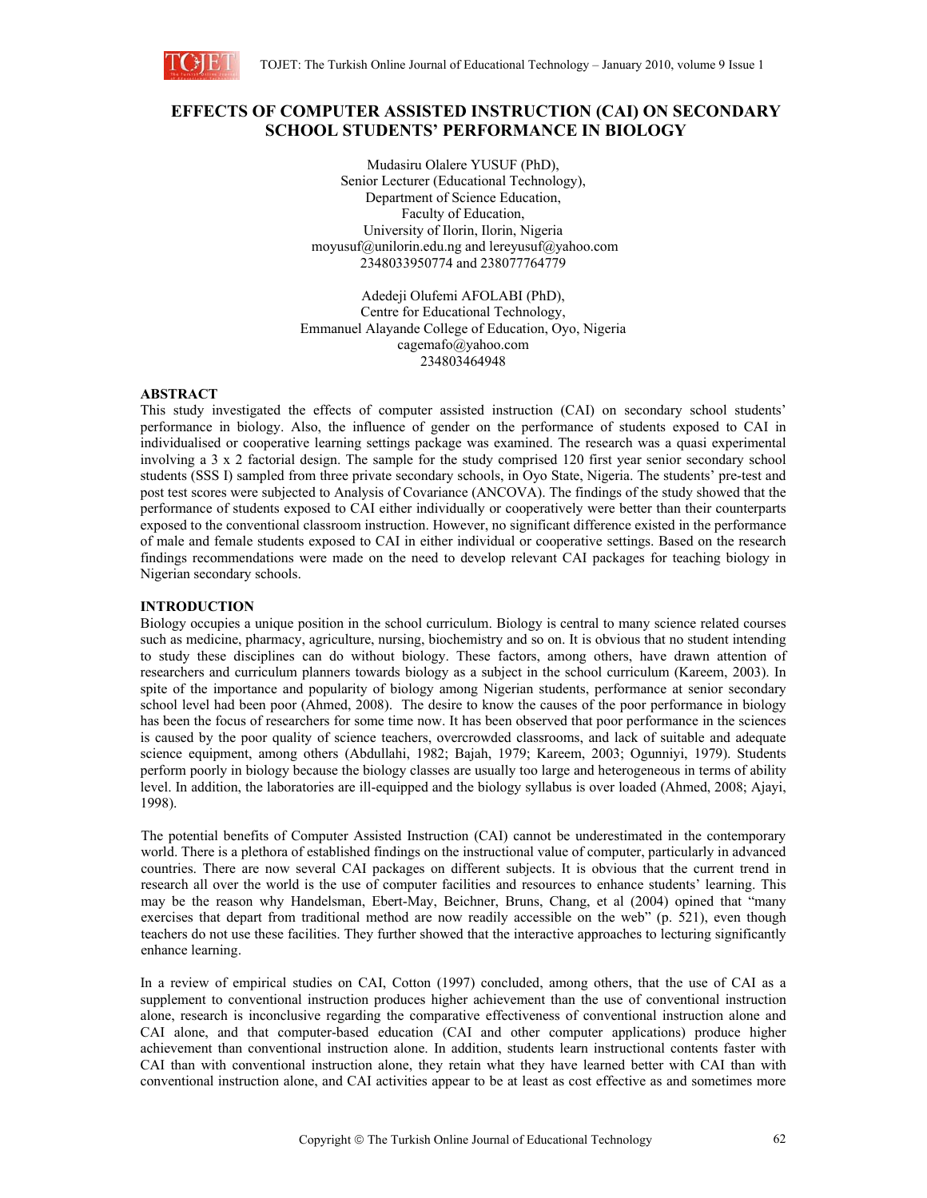# EFFECTS OF COMPUTER ASSISTED INSTRUCTION (CAI) ON SECONDARY SCHOOL STUDENTS' PERFORMANCE IN BIOLOGY

Mudasiru Olalere YUSUF (PhD),
Senior Lecturer (Educational Technology),
Department of Science Education,
Faculty of Education,
University of Ilorin, Ilorin, Nigeria
moyusuf@unilorin.edu.ng and lereyusuf@yahoo.com
2348033950774 and 238077764779

Adedeji Olufemi AFOLABI (PhD),
Centre for Educational Technology,
Emmanuel Alayande College of Education, Oyo, Nigeria
cagemafo@yahoo.com
234803464948

## ABSTRACT

This study investigated the effects of computer assisted instruction (CAI) on secondary school students' performance in biology. Also, the influence of gender on the performance of students exposed to CAI in individualised or cooperative learning settings package was examined. The research was a quasi experimental involving a 3 x 2 factorial design. The sample for the study comprised 120 first year senior secondary school students (SSS I) sampled from three private secondary schools, in Oyo State, Nigeria. The students' pre-test and post test scores were subjected to Analysis of Covariance (ANCOVA). The findings of the study showed that the performance of students exposed to CAI either individually or cooperatively were better than their counterparts exposed to the conventional classroom instruction. However, no significant difference existed in the performance of male and female students exposed to CAI in either individual or cooperative settings. Based on the research findings recommendations were made on the need to develop relevant CAI packages for teaching biology in Nigerian secondary schools.

## INTRODUCTION

Biology occupies a unique position in the school curriculum. Biology is central to many science related courses such as medicine, pharmacy, agriculture, nursing, biochemistry and so on. It is obvious that no student intending to study these disciplines can do without biology. These factors, among others, have drawn attention of researchers and curriculum planners towards biology as a subject in the school curriculum (Kareem, 2003). In spite of the importance and popularity of biology among Nigerian students, performance at senior secondary school level had been poor (Ahmed, 2008). The desire to know the causes of the poor performance in biology has been the focus of researchers for some time now. It has been observed that poor performance in the sciences is caused by the poor quality of science teachers, overcrowded classrooms, and lack of suitable and adequate science equipment, among others (Abdullahi, 1982; Bajah, 1979; Kareem, 2003; Ogunniyi, 1979). Students perform poorly in biology because the biology classes are usually too large and heterogeneous in terms of ability level. In addition, the laboratories are ill-equipped and the biology syllabus is over loaded (Ahmed, 2008; Ajayi, 1998).

The potential benefits of Computer Assisted Instruction (CAI) cannot be underestimated in the contemporary world. There is a plethora of established findings on the instructional value of computer, particularly in advanced countries. There are now several CAI packages on different subjects. It is obvious that the current trend in research all over the world is the use of computer facilities and resources to enhance students' learning. This may be the reason why Handelsman, Ebert-May, Beichner, Bruns, Chang, et al (2004) opined that "many exercises that depart from traditional method are now readily accessible on the web" (p. 521), even though teachers do not use these facilities. They further showed that the interactive approaches to lecturing significantly enhance learning.

In a review of empirical studies on CAI, Cotton (1997) concluded, among others, that the use of CAI as a supplement to conventional instruction produces higher achievement than the use of conventional instruction alone, research is inconclusive regarding the comparative effectiveness of conventional instruction alone and CAI alone, and that computer-based education (CAI and other computer applications) produce higher achievement than conventional instruction alone. In addition, students learn instructional contents faster with CAI than with conventional instruction alone, they retain what they have learned better with CAI than with conventional instruction alone, and CAI activities appear to be at least as cost effective as and sometimes more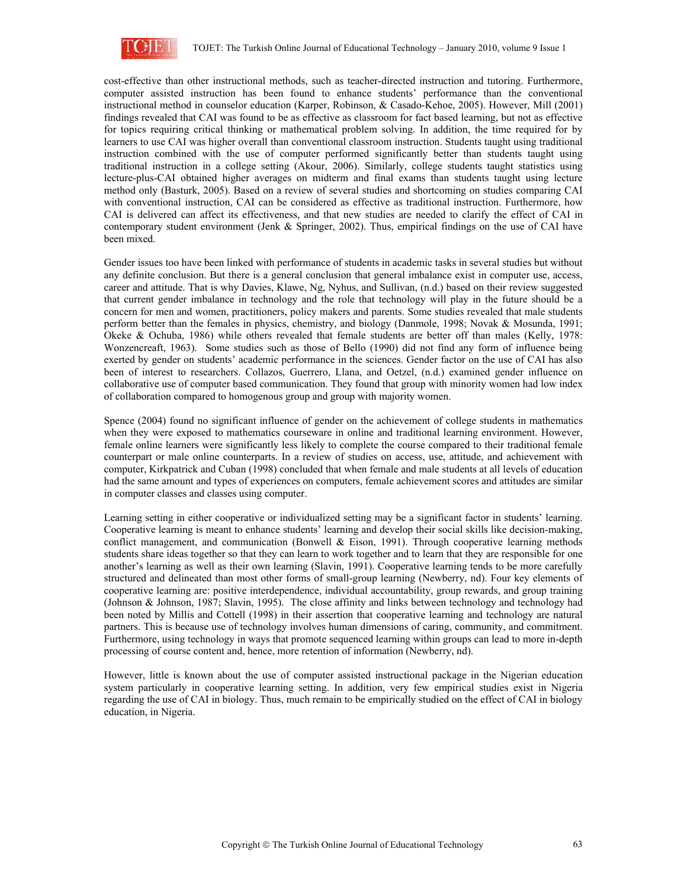cost-effective than other instructional methods, such as teacher-directed instruction and tutoring. Furthermore, computer assisted instruction has been found to enhance students' performance than the conventional instructional method in counselor education (Karper, Robinson, & Casado-Kehoe, 2005). However, Mill (2001) findings revealed that CAI was found to be as effective as classroom for fact based learning, but not as effective for topics requiring critical thinking or mathematical problem solving. In addition, the time required for by learners to use CAI was higher overall than conventional classroom instruction. Students taught using traditional instruction combined with the use of computer performed significantly better than students taught using traditional instruction in a college setting (Akour, 2006). Similarly, college students taught statistics using lecture-plus-CAI obtained higher averages on midterm and final exams than students taught using lecture method only (Basturk, 2005). Based on a review of several studies and shortcoming on studies comparing CAI with conventional instruction, CAI can be considered as effective as traditional instruction. Furthermore, how CAI is delivered can affect its effectiveness, and that new studies are needed to clarify the effect of CAI in contemporary student environment (Jenk & Springer, 2002). Thus, empirical findings on the use of CAI have been mixed.

Gender issues too have been linked with performance of students in academic tasks in several studies but without any definite conclusion. But there is a general conclusion that general imbalance exist in computer use, access, career and attitude. That is why Davies, Klawe, Ng, Nyhus, and Sullivan, (n.d.) based on their review suggested that current gender imbalance in technology and the role that technology will play in the future should be a concern for men and women, practitioners, policy makers and parents. Some studies revealed that male students perform better than the females in physics, chemistry, and biology (Danmole, 1998; Novak & Mosunda, 1991; Okeke & Ochuba, 1986) while others revealed that female students are better off than males (Kelly, 1978: Wonzencreaft, 1963). Some studies such as those of Bello (1990) did not find any form of influence being exerted by gender on students' academic performance in the sciences. Gender factor on the use of CAI has also been of interest to researchers. Collazos, Guerrero, Llana, and Oetzel, (n.d.) examined gender influence on collaborative use of computer based communication. They found that group with minority women had low index of collaboration compared to homogenous group and group with majority women.

Spence (2004) found no significant influence of gender on the achievement of college students in mathematics when they were exposed to mathematics courseware in online and traditional learning environment. However, female online learners were significantly less likely to complete the course compared to their traditional female counterpart or male online counterparts. In a review of studies on access, use, attitude, and achievement with computer, Kirkpatrick and Cuban (1998) concluded that when female and male students at all levels of education had the same amount and types of experiences on computers, female achievement scores and attitudes are similar in computer classes and classes using computer.

Learning setting in either cooperative or individualized setting may be a significant factor in students' learning. Cooperative learning is meant to enhance students' learning and develop their social skills like decision-making, conflict management, and communication (Bonwell & Eison, 1991). Through cooperative learning methods students share ideas together so that they can learn to work together and to learn that they are responsible for one another's learning as well as their own learning (Slavin, 1991). Cooperative learning tends to be more carefully structured and delineated than most other forms of small-group learning (Newberry, nd). Four key elements of cooperative learning are: positive interdependence, individual accountability, group rewards, and group training (Johnson & Johnson, 1987; Slavin, 1995). The close affinity and links between technology and technology had been noted by Millis and Cottell (1998) in their assertion that cooperative learning and technology are natural partners. This is because use of technology involves human dimensions of caring, community, and commitment. Furthermore, using technology in ways that promote sequenced learning within groups can lead to more in-depth processing of course content and, hence, more retention of information (Newberry, nd).

However, little is known about the use of computer assisted instructional package in the Nigerian education system particularly in cooperative learning setting. In addition, very few empirical studies exist in Nigeria regarding the use of CAI in biology. Thus, much remain to be empirically studied on the effect of CAI in biology education, in Nigeria.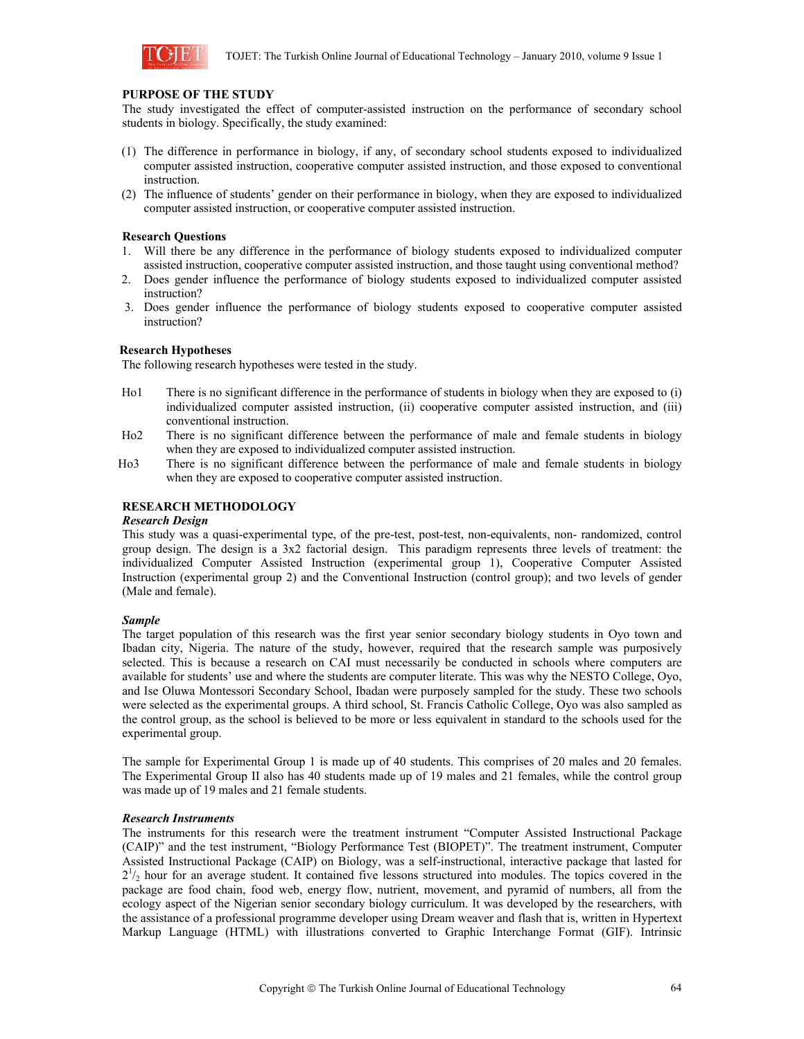**PURPOSE OF THE STUDY**

The study investigated the effect of computer-assisted instruction on the performance of secondary school students in biology. Specifically, the study examined:

(1) The difference in performance in biology, if any, of secondary school students exposed to individualized computer assisted instruction, cooperative computer assisted instruction, and those exposed to conventional instruction.
(2) The influence of students' gender on their performance in biology, when they are exposed to individualized computer assisted instruction, or cooperative computer assisted instruction.

**Research Questions**

1. Will there be any difference in the performance of biology students exposed to individualized computer assisted instruction, cooperative computer assisted instruction, and those taught using conventional method?
2. Does gender influence the performance of biology students exposed to individualized computer assisted instruction?
3. Does gender influence the performance of biology students exposed to cooperative computer assisted instruction?

**Research Hypotheses**

The following research hypotheses were tested in the study.

Ho1 There is no significant difference in the performance of students in biology when they are exposed to (i) individualized computer assisted instruction, (ii) cooperative computer assisted instruction, and (iii) conventional instruction.

Ho2 There is no significant difference between the performance of male and female students in biology when they are exposed to individualized computer assisted instruction.

Ho3 There is no significant difference between the performance of male and female students in biology when they are exposed to cooperative computer assisted instruction.

**RESEARCH METHODOLOGY**

***Research Design***

This study was a quasi-experimental type, of the pre-test, post-test, non-equivalents, non- randomized, control group design. The design is a 3x2 factorial design. This paradigm represents three levels of treatment: the individualized Computer Assisted Instruction (experimental group 1), Cooperative Computer Assisted Instruction (experimental group 2) and the Conventional Instruction (control group); and two levels of gender (Male and female).

***Sample***

The target population of this research was the first year senior secondary biology students in Oyo town and Ibadan city, Nigeria. The nature of the study, however, required that the research sample was purposively selected. This is because a research on CAI must necessarily be conducted in schools where computers are available for students' use and where the students are computer literate. This was why the NESTO College, Oyo, and Ise Oluwa Montessori Secondary School, Ibadan were purposely sampled for the study. These two schools were selected as the experimental groups. A third school, St. Francis Catholic College, Oyo was also sampled as the control group, as the school is believed to be more or less equivalent in standard to the schools used for the experimental group.

The sample for Experimental Group 1 is made up of 40 students. This comprises of 20 males and 20 females. The Experimental Group II also has 40 students made up of 19 males and 21 females, while the control group was made up of 19 males and 21 female students.

***Research Instruments***

The instruments for this research were the treatment instrument "Computer Assisted Instructional Package (CAIP)" and the test instrument, "Biology Performance Test (BIOPET)". The treatment instrument, Computer Assisted Instructional Package (CAIP) on Biology, was a self-instructional, interactive package that lasted for $2^1/_2$ hour for an average student. It contained five lessons structured into modules. The topics covered in the package are food chain, food web, energy flow, nutrient, movement, and pyramid of numbers, all from the ecology aspect of the Nigerian senior secondary biology curriculum. It was developed by the researchers, with the assistance of a professional programme developer using Dream weaver and flash that is, written in Hypertext Markup Language (HTML) with illustrations converted to Graphic Interchange Format (GIF). Intrinsic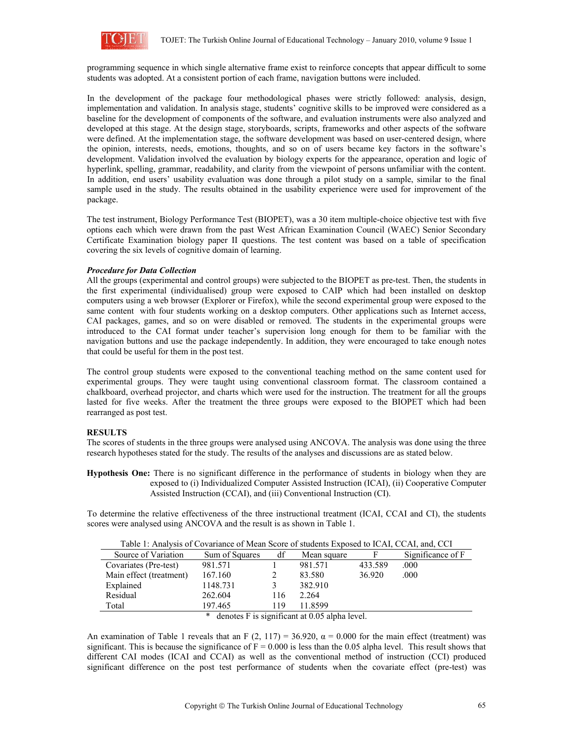programming sequence in which single alternative frame exist to reinforce concepts that appear difficult to some students was adopted. At a consistent portion of each frame, navigation buttons were included.

In the development of the package four methodological phases were strictly followed: analysis, design, implementation and validation. In analysis stage, students' cognitive skills to be improved were considered as a baseline for the development of components of the software, and evaluation instruments were also analyzed and developed at this stage. At the design stage, storyboards, scripts, frameworks and other aspects of the software were defined. At the implementation stage, the software development was based on user-centered design, where the opinion, interests, needs, emotions, thoughts, and so on of users became key factors in the software's development. Validation involved the evaluation by biology experts for the appearance, operation and logic of hyperlink, spelling, grammar, readability, and clarity from the viewpoint of persons unfamiliar with the content. In addition, end users' usability evaluation was done through a pilot study on a sample, similar to the final sample used in the study. The results obtained in the usability experience were used for improvement of the package.

The test instrument, Biology Performance Test (BIOPET), was a 30 item multiple-choice objective test with five options each which were drawn from the past West African Examination Council (WAEC) Senior Secondary Certificate Examination biology paper II questions. The test content was based on a table of specification covering the six levels of cognitive domain of learning.

***Procedure for Data Collection***

All the groups (experimental and control groups) were subjected to the BIOPET as pre-test. Then, the students in the first experimental (individualised) group were exposed to CAIP which had been installed on desktop computers using a web browser (Explorer or Firefox), while the second experimental group were exposed to the same content with four students working on a desktop computers. Other applications such as Internet access, CAI packages, games, and so on were disabled or removed. The students in the experimental groups were introduced to the CAI format under teacher's supervision long enough for them to be familiar with the navigation buttons and use the package independently. In addition, they were encouraged to take enough notes that could be useful for them in the post test.

The control group students were exposed to the conventional teaching method on the same content used for experimental groups. They were taught using conventional classroom format. The classroom contained a chalkboard, overhead projector, and charts which were used for the instruction. The treatment for all the groups lasted for five weeks. After the treatment the three groups were exposed to the BIOPET which had been rearranged as post test.

**RESULTS**

The scores of students in the three groups were analysed using ANCOVA. The analysis was done using the three research hypotheses stated for the study. The results of the analyses and discussions are as stated below.

**Hypothesis One:** There is no significant difference in the performance of students in biology when they are exposed to (i) Individualized Computer Assisted Instruction (ICAI), (ii) Cooperative Computer Assisted Instruction (CCAI), and (iii) Conventional Instruction (CI).

To determine the relative effectiveness of the three instructional treatment (ICAI, CCAI and CI), the students scores were analysed using ANCOVA and the result is as shown in Table 1.

Table 1: Analysis of Covariance of Mean Score of students Exposed to ICAI, CCAI, and, CCI

| Source of Variation | Sum of Squares | df | Mean square | F | Significance of F |
|---|---|---|---|---|---|
| Covariates (Pre-test) | 981.571 | 1 | 981.571 | 433.589 | .000 |
| Main effect (treatment) | 167.160 | 2 | 83.580 | 36.920 | .000 |
| Explained | 1148.731 | 3 | 382.910 | | |
| Residual | 262.604 | 116 | 2.264 | | |
| Total | 197.465 | 119 | 11.8599 | | |

\* denotes F is significant at 0.05 alpha level.

An examination of Table 1 reveals that an $F(2, 117) = 36.920$, $\alpha = 0.000$ for the main effect (treatment) was significant. This is because the significance of $F = 0.000$ is less than the 0.05 alpha level. This result shows that different CAI modes (ICAI and CCAI) as well as the conventional method of instruction (CCI) produced significant difference on the post test performance of students when the covariate effect (pre-test) was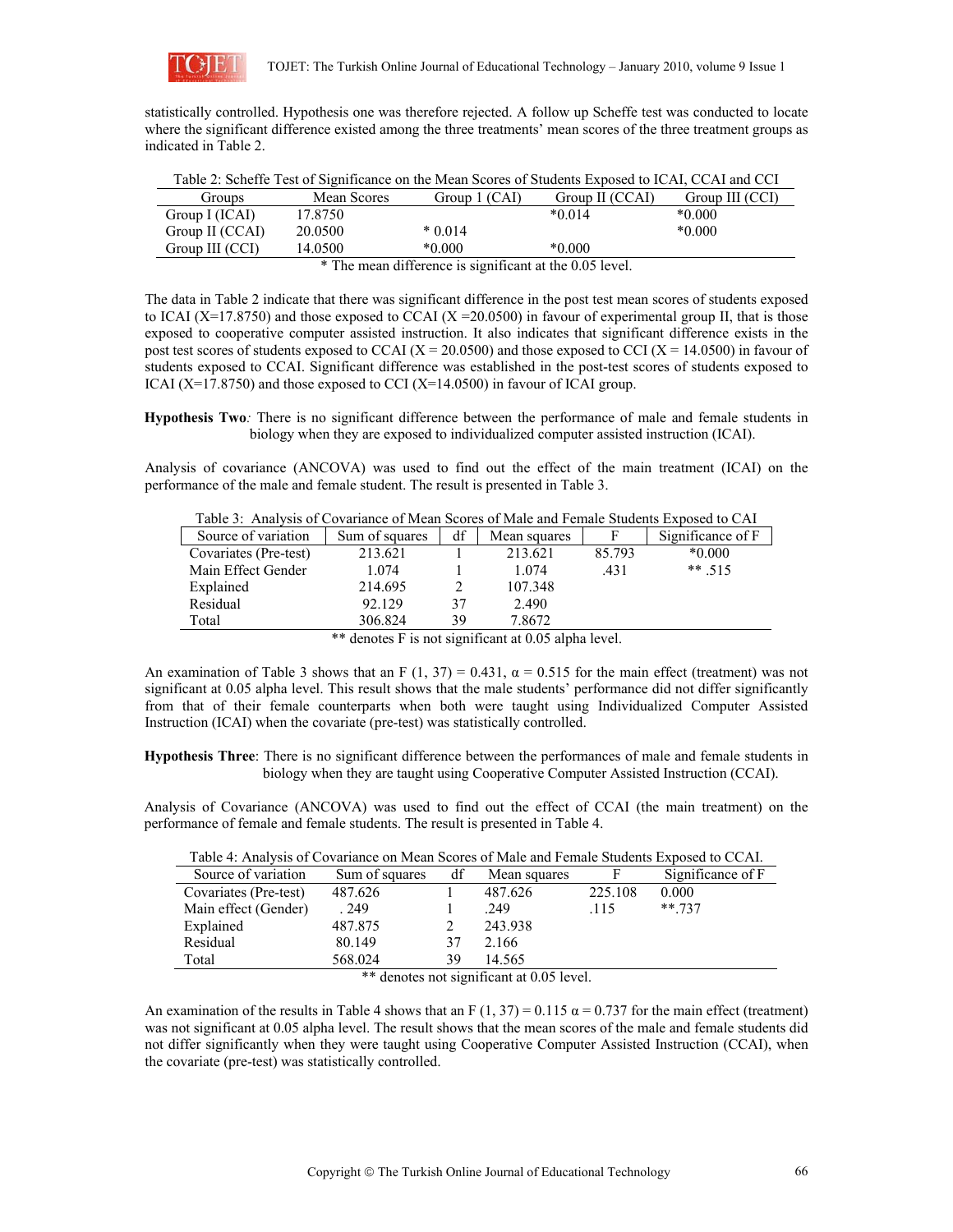statistically controlled. Hypothesis one was therefore rejected. A follow up Scheffe test was conducted to locate where the significant difference existed among the three treatments' mean scores of the three treatment groups as indicated in Table 2.

Table 2: Scheffe Test of Significance on the Mean Scores of Students Exposed to ICAI, CCAI and CCI

| Groups | Mean Scores | Group 1 (CAI) | Group II (CCAI) | Group III (CCI) |
|---|---|---|---|---|
| Group I (ICAI) | 17.8750 | | *0.014 | *0.000 |
| Group II (CCAI) | 20.0500 | * 0.014 | | *0.000 |
| Group III (CCI) | 14.0500 | *0.000 | *0.000 | |

* The mean difference is significant at the 0.05 level.

The data in Table 2 indicate that there was significant difference in the post test mean scores of students exposed to ICAI (X=17.8750) and those exposed to CCAI (X =20.0500) in favour of experimental group II, that is those exposed to cooperative computer assisted instruction. It also indicates that significant difference exists in the post test scores of students exposed to CCAI (X = 20.0500) and those exposed to CCI (X = 14.0500) in favour of students exposed to CCAI. Significant difference was established in the post-test scores of students exposed to ICAI (X=17.8750) and those exposed to CCI (X=14.0500) in favour of ICAI group.

**Hypothesis Two***:* There is no significant difference between the performance of male and female students in biology when they are exposed to individualized computer assisted instruction (ICAI).

Analysis of covariance (ANCOVA) was used to find out the effect of the main treatment (ICAI) on the performance of the male and female student. The result is presented in Table 3.

Table 3: Analysis of Covariance of Mean Scores of Male and Female Students Exposed to CAI

| Source of variation | Sum of squares | df | Mean squares | F | Significance of F |
|---|---|---|---|---|---|
| Covariates (Pre-test) | 213.621 | 1 | 213.621 | 85.793 | *0.000 |
| Main Effect Gender | 1.074 | 1 | 1.074 | .431 | ** .515 |
| Explained | 214.695 | 2 | 107.348 | | |
| Residual | 92.129 | 37 | 2.490 | | |
| Total | 306.824 | 39 | 7.8672 | | |

** denotes F is not significant at 0.05 alpha level.

An examination of Table 3 shows that an F (1, 37) = 0.431, $\alpha$ = 0.515 for the main effect (treatment) was not significant at 0.05 alpha level. This result shows that the male students' performance did not differ significantly from that of their female counterparts when both were taught using Individualized Computer Assisted Instruction (ICAI) when the covariate (pre-test) was statistically controlled.

**Hypothesis Three**: There is no significant difference between the performances of male and female students in biology when they are taught using Cooperative Computer Assisted Instruction (CCAI).

Analysis of Covariance (ANCOVA) was used to find out the effect of CCAI (the main treatment) on the performance of female and female students. The result is presented in Table 4.

Table 4: Analysis of Covariance on Mean Scores of Male and Female Students Exposed to CCAI.

| Source of variation | Sum of squares | df | Mean squares | F | Significance of F |
|---|---|---|---|---|---|
| Covariates (Pre-test) | 487.626 | 1 | 487.626 | 225.108 | 0.000 |
| Main effect (Gender) | . 249 | 1 | .249 | .115 | **.737 |
| Explained | 487.875 | 2 | 243.938 | | |
| Residual | 80.149 | 37 | 2.166 | | |
| Total | 568.024 | 39 | 14.565 | | |

** denotes not significant at 0.05 level.

An examination of the results in Table 4 shows that an F (1, 37) = 0.115 $\alpha$ = 0.737 for the main effect (treatment) was not significant at 0.05 alpha level. The result shows that the mean scores of the male and female students did not differ significantly when they were taught using Cooperative Computer Assisted Instruction (CCAI), when the covariate (pre-test) was statistically controlled.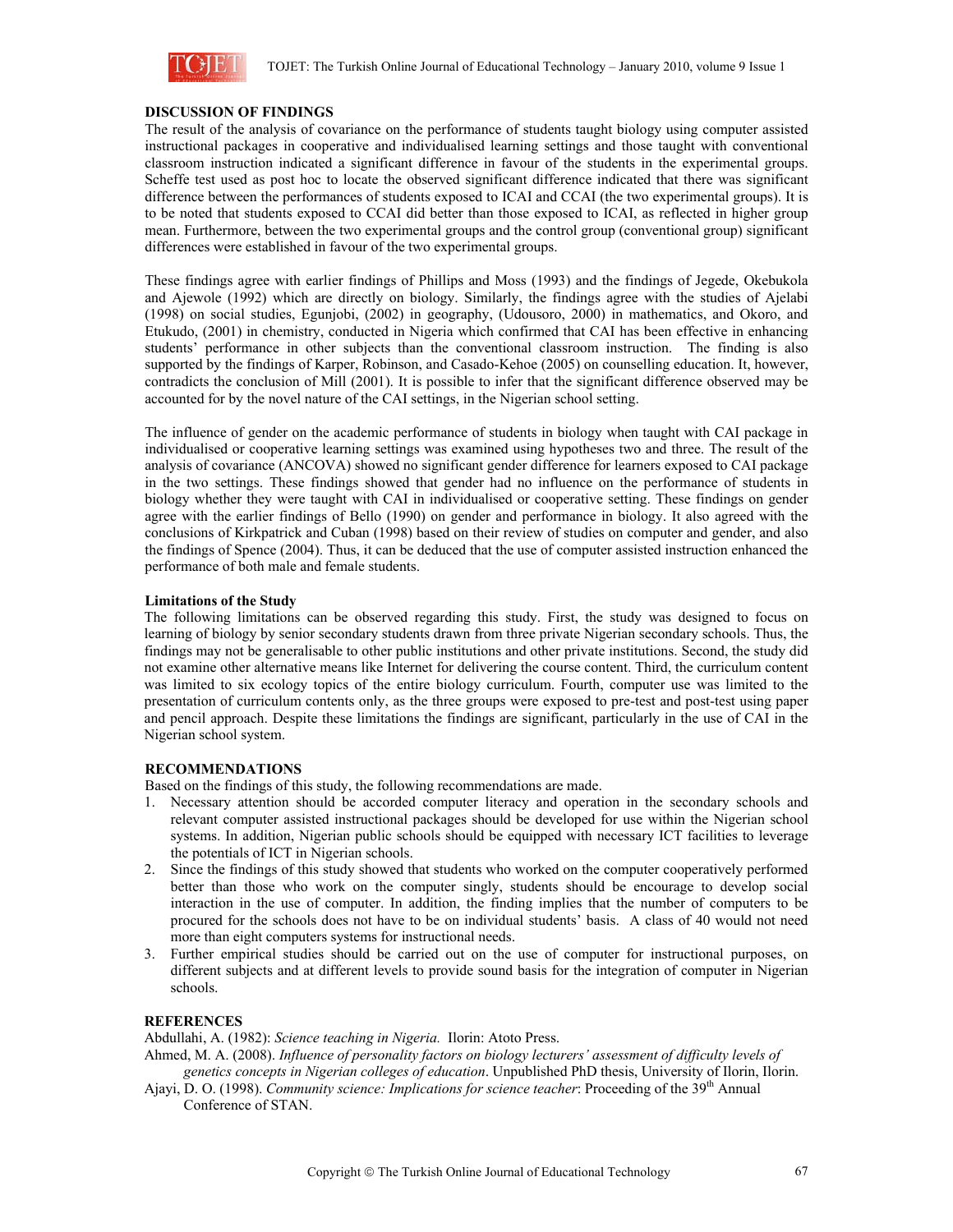## DISCUSSION OF FINDINGS

The result of the analysis of covariance on the performance of students taught biology using computer assisted instructional packages in cooperative and individualised learning settings and those taught with conventional classroom instruction indicated a significant difference in favour of the students in the experimental groups. Scheffe test used as post hoc to locate the observed significant difference indicated that there was significant difference between the performances of students exposed to ICAI and CCAI (the two experimental groups). It is to be noted that students exposed to CCAI did better than those exposed to ICAI, as reflected in higher group mean. Furthermore, between the two experimental groups and the control group (conventional group) significant differences were established in favour of the two experimental groups.

These findings agree with earlier findings of Phillips and Moss (1993) and the findings of Jegede, Okebukola and Ajewole (1992) which are directly on biology. Similarly, the findings agree with the studies of Ajelabi (1998) on social studies, Egunjobi, (2002) in geography, (Udousoro, 2000) in mathematics, and Okoro, and Etukudo, (2001) in chemistry, conducted in Nigeria which confirmed that CAI has been effective in enhancing students' performance in other subjects than the conventional classroom instruction. The finding is also supported by the findings of Karper, Robinson, and Casado-Kehoe (2005) on counselling education. It, however, contradicts the conclusion of Mill (2001). It is possible to infer that the significant difference observed may be accounted for by the novel nature of the CAI settings, in the Nigerian school setting.

The influence of gender on the academic performance of students in biology when taught with CAI package in individualised or cooperative learning settings was examined using hypotheses two and three. The result of the analysis of covariance (ANCOVA) showed no significant gender difference for learners exposed to CAI package in the two settings. These findings showed that gender had no influence on the performance of students in biology whether they were taught with CAI in individualised or cooperative setting. These findings on gender agree with the earlier findings of Bello (1990) on gender and performance in biology. It also agreed with the conclusions of Kirkpatrick and Cuban (1998) based on their review of studies on computer and gender, and also the findings of Spence (2004). Thus, it can be deduced that the use of computer assisted instruction enhanced the performance of both male and female students.

### Limitations of the Study

The following limitations can be observed regarding this study. First, the study was designed to focus on learning of biology by senior secondary students drawn from three private Nigerian secondary schools. Thus, the findings may not be generalisable to other public institutions and other private institutions. Second, the study did not examine other alternative means like Internet for delivering the course content. Third, the curriculum content was limited to six ecology topics of the entire biology curriculum. Fourth, computer use was limited to the presentation of curriculum contents only, as the three groups were exposed to pre-test and post-test using paper and pencil approach. Despite these limitations the findings are significant, particularly in the use of CAI in the Nigerian school system.

## RECOMMENDATIONS

Based on the findings of this study, the following recommendations are made.

1. Necessary attention should be accorded computer literacy and operation in the secondary schools and relevant computer assisted instructional packages should be developed for use within the Nigerian school systems. In addition, Nigerian public schools should be equipped with necessary ICT facilities to leverage the potentials of ICT in Nigerian schools.
2. Since the findings of this study showed that students who worked on the computer cooperatively performed better than those who work on the computer singly, students should be encourage to develop social interaction in the use of computer. In addition, the finding implies that the number of computers to be procured for the schools does not have to be on individual students' basis. A class of 40 would not need more than eight computers systems for instructional needs.
3. Further empirical studies should be carried out on the use of computer for instructional purposes, on different subjects and at different levels to provide sound basis for the integration of computer in Nigerian schools.

## REFERENCES

Abdullahi, A. (1982): *Science teaching in Nigeria.* Ilorin: Atoto Press.

Ahmed, M. A. (2008). *Influence of personality factors on biology lecturers' assessment of difficulty levels of genetics concepts in Nigerian colleges of education*. Unpublished PhD thesis, University of Ilorin, Ilorin.

Ajayi, D. O. (1998). *Community science: Implications for science teacher*: Proceeding of the 39th Annual Conference of STAN.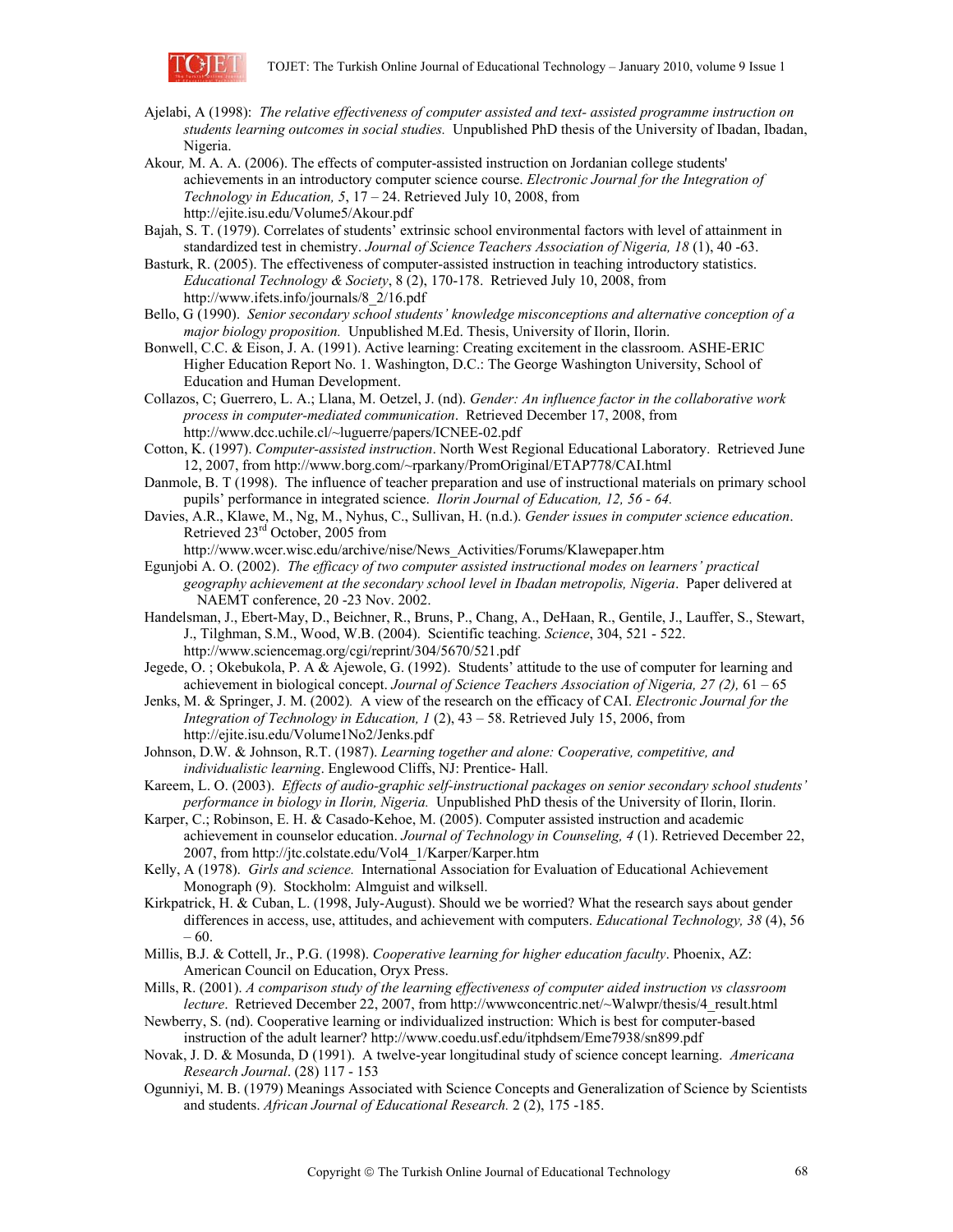Ajelabi, A (1998): *The relative effectiveness of computer assisted and text- assisted programme instruction on students learning outcomes in social studies.* Unpublished PhD thesis of the University of Ibadan, Ibadan, Nigeria.

Akour, M. A. A. (2006). The effects of computer-assisted instruction on Jordanian college students' achievements in an introductory computer science course. *Electronic Journal for the Integration of Technology in Education, 5*, 17 – 24. Retrieved July 10, 2008, from http://ejite.isu.edu/Volume5/Akour.pdf

Bajah, S. T. (1979). Correlates of students' extrinsic school environmental factors with level of attainment in standardized test in chemistry. *Journal of Science Teachers Association of Nigeria, 18* (1), 40 -63.

Basturk, R. (2005). The effectiveness of computer-assisted instruction in teaching introductory statistics. *Educational Technology & Society*, 8 (2), 170-178. Retrieved July 10, 2008, from http://www.ifets.info/journals/8_2/16.pdf

Bello, G (1990). *Senior secondary school students' knowledge misconceptions and alternative conception of a major biology proposition.* Unpublished M.Ed. Thesis, University of Ilorin, Ilorin.

Bonwell, C.C. & Eison, J. A. (1991). Active learning: Creating excitement in the classroom. ASHE-ERIC Higher Education Report No. 1. Washington, D.C.: The George Washington University, School of Education and Human Development.

Collazos, C; Guerrero, L. A.; Llana, M. Oetzel, J. (nd). *Gender: An influence factor in the collaborative work process in computer-mediated communication*. Retrieved December 17, 2008, from http://www.dcc.uchile.cl/~luguerre/papers/ICNEE-02.pdf

Cotton, K. (1997). *Computer-assisted instruction*. North West Regional Educational Laboratory. Retrieved June 12, 2007, from http://www.borg.com/~rparkany/PromOriginal/ETAP778/CAI.html

Danmole, B. T (1998). The influence of teacher preparation and use of instructional materials on primary school pupils' performance in integrated science. *Ilorin Journal of Education, 12, 56 - 64.*

Davies, A.R., Klawe, M., Ng, M., Nyhus, C., Sullivan, H. (n.d.). *Gender issues in computer science education*. Retrieved 23rd October, 2005 from http://www.wcer.wisc.edu/archive/nise/News_Activities/Forums/Klawepaper.htm

Egunjobi A. O. (2002). *The efficacy of two computer assisted instructional modes on learners' practical geography achievement at the secondary school level in Ibadan metropolis, Nigeria*. Paper delivered at NAEMT conference, 20 -23 Nov. 2002.

Handelsman, J., Ebert-May, D., Beichner, R., Bruns, P., Chang, A., DeHaan, R., Gentile, J., Lauffer, S., Stewart, J., Tilghman, S.M., Wood, W.B. (2004). Scientific teaching. *Science*, 304, 521 - 522. http://www.sciencemag.org/cgi/reprint/304/5670/521.pdf

Jegede, O. ; Okebukola, P. A & Ajewole, G. (1992). Students' attitude to the use of computer for learning and achievement in biological concept. *Journal of Science Teachers Association of Nigeria, 27 (2),* 61 – 65

Jenks, M. & Springer, J. M. (2002). A view of the research on the efficacy of CAI. *Electronic Journal for the Integration of Technology in Education, 1* (2), 43 – 58. Retrieved July 15, 2006, from http://ejite.isu.edu/Volume1No2/Jenks.pdf

Johnson, D.W. & Johnson, R.T. (1987). *Learning together and alone: Cooperative, competitive, and individualistic learning*. Englewood Cliffs, NJ: Prentice- Hall.

Kareem, L. O. (2003). *Effects of audio-graphic self-instructional packages on senior secondary school students' performance in biology in Ilorin, Nigeria.* Unpublished PhD thesis of the University of Ilorin, Ilorin.

Karper, C.; Robinson, E. H. & Casado-Kehoe, M. (2005). Computer assisted instruction and academic achievement in counselor education. *Journal of Technology in Counseling, 4* (1). Retrieved December 22, 2007, from http://jtc.colstate.edu/Vol4_1/Karper/Karper.htm

Kelly, A (1978). *Girls and science.* International Association for Evaluation of Educational Achievement Monograph (9). Stockholm: Almguist and wilksell.

Kirkpatrick, H. & Cuban, L. (1998, July-August). Should we be worried? What the research says about gender differences in access, use, attitudes, and achievement with computers. *Educational Technology, 38* (4), 56 – 60.

Millis, B.J. & Cottell, Jr., P.G. (1998). *Cooperative learning for higher education faculty*. Phoenix, AZ: American Council on Education, Oryx Press.

Mills, R. (2001). *A comparison study of the learning effectiveness of computer aided instruction vs classroom lecture*. Retrieved December 22, 2007, from http://wwwconcentric.net/~Walwpr/thesis/4_result.html

Newberry, S. (nd). Cooperative learning or individualized instruction: Which is best for computer-based instruction of the adult learner? http://www.coedu.usf.edu/itphdsem/Eme7938/sn899.pdf

Novak, J. D. & Mosunda, D (1991). A twelve-year longitudinal study of science concept learning. *Americana Research Journal*. (28) 117 - 153

Ogunniyi, M. B. (1979) Meanings Associated with Science Concepts and Generalization of Science by Scientists and students. *African Journal of Educational Research.* 2 (2), 175 -185.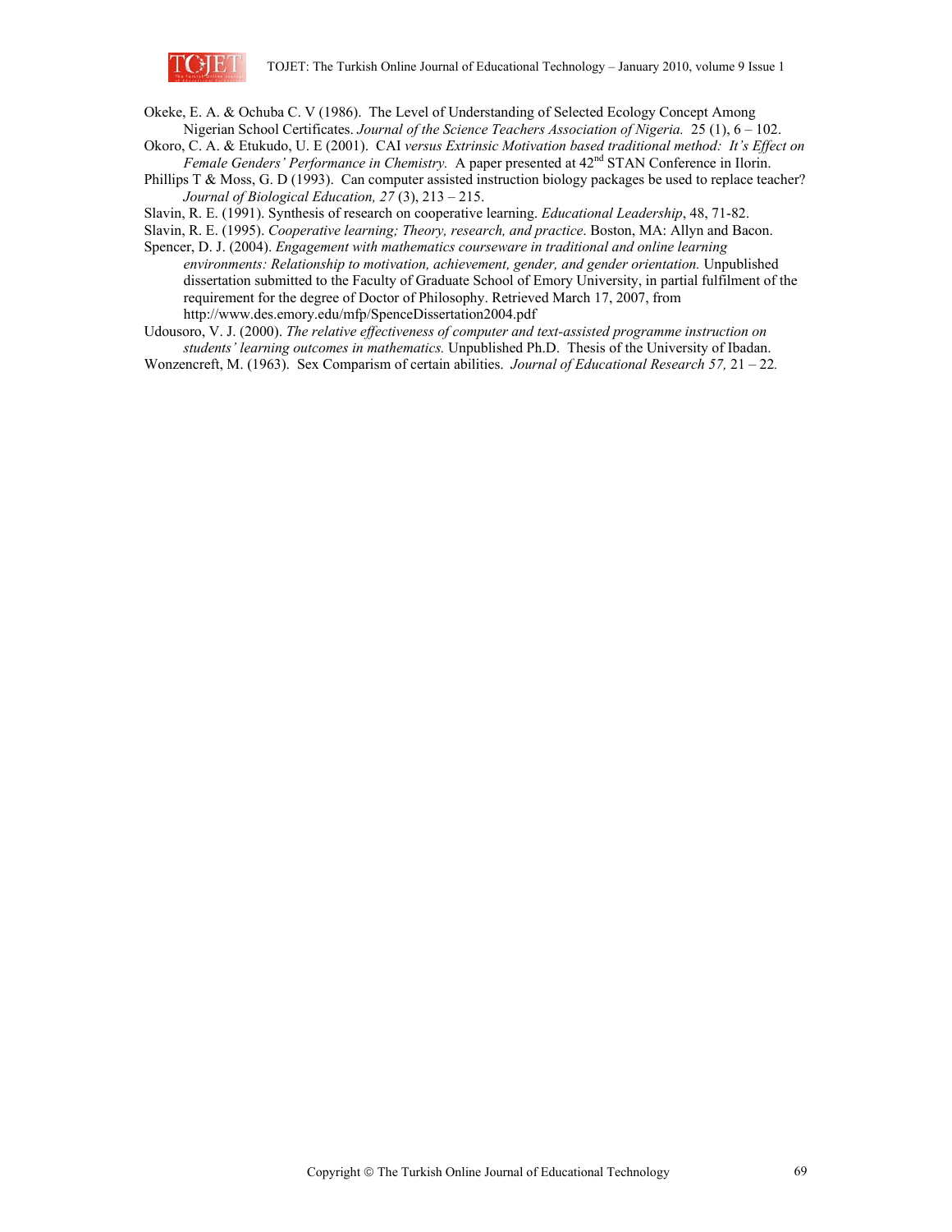Okeke, E. A. & Ochuba C. V (1986). The Level of Understanding of Selected Ecology Concept Among Nigerian School Certificates. *Journal of the Science Teachers Association of Nigeria.* 25 (1), 6 – 102.

Okoro, C. A. & Etukudo, U. E (2001). CAI *versus Extrinsic Motivation based traditional method: It's Effect on Female Genders' Performance in Chemistry.* A paper presented at 42nd STAN Conference in Ilorin.

Phillips T & Moss, G. D (1993). Can computer assisted instruction biology packages be used to replace teacher? *Journal of Biological Education, 27* (3), 213 – 215.

Slavin, R. E. (1991). Synthesis of research on cooperative learning. *Educational Leadership*, 48, 71-82.

Slavin, R. E. (1995). *Cooperative learning; Theory, research, and practice*. Boston, MA: Allyn and Bacon.

Spencer, D. J. (2004). *Engagement with mathematics courseware in traditional and online learning environments: Relationship to motivation, achievement, gender, and gender orientation.* Unpublished dissertation submitted to the Faculty of Graduate School of Emory University, in partial fulfilment of the requirement for the degree of Doctor of Philosophy. Retrieved March 17, 2007, from http://www.des.emory.edu/mfp/SpenceDissertation2004.pdf

Udousoro, V. J. (2000). *The relative effectiveness of computer and text-assisted programme instruction on students' learning outcomes in mathematics.* Unpublished Ph.D. Thesis of the University of Ibadan.

Wonzencreft, M. (1963). Sex Comparism of certain abilities. *Journal of Educational Research 57,* 21 – 22*.*